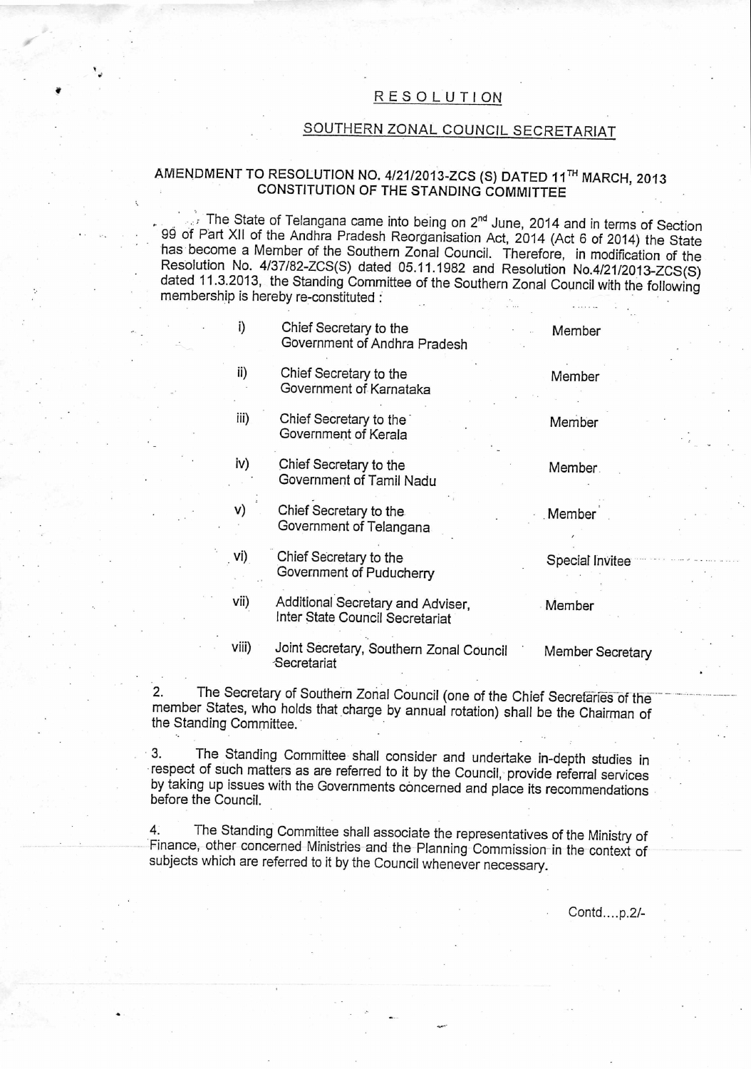# RESOLUTION

## SOUTHERN ZONAL COUNCIL SECRETARIAT

### AMENDMENT TO RESOLUTION NO. 4/21/2013-ZCS (S) DATED 11TH MARCH, 2013 CONSTITUTION OF THE STANDING COMMITTEE

The State of Telangana came into being on 2nd June, 2014 and in terms of Section 99 of Part XII of the Andhra Pradesh Reorganisation Act, 2014 (Act 6 of 2014) the State has become a Member of the Southern Zonal Council. Therefore, in modification of the Resolution No. 4/37/82-ZCS(S) dated 05.11.1982 and Resolution No.4/21/2013-ZCS(S) dated 11.3.2013, the Standing Committee of the Southern Zonal Council with the following membership is hereby re-constituted :

| | | |
|---|---|---|
| i) | Chief Secretary to the Government of Andhra Pradesh | Member |
| ii) | Chief Secretary to the Government of Karnataka | Member |
| iii) | Chief Secretary to the Government of Kerala | Member |
| iv) | Chief Secretary to the Government of Tamil Nadu | Member |
| v) | Chief Secretary to the Government of Telangana | Member |
| vi) | Chief Secretary to the Government of Puducherry | Special Invitee |
| vii) | Additional Secretary and Adviser, Inter State Council Secretariat | Member |
| viii) | Joint Secretary, Southern Zonal Council Secretariat | Member Secretary |

2. The Secretary of Southern Zonal Council (one of the Chief Secretaries of the member States, who holds that charge by annual rotation) shall be the Chairman of the Standing Committee.

3. The Standing Committee shall consider and undertake in-depth studies in respect of such matters as are referred to it by the Council, provide referral services by taking up issues with the Governments concerned and place its recommendations before the Council.

4. The Standing Committee shall associate the representatives of the Ministry of Finance, other concerned Ministries and the Planning Commission in the context of subjects which are referred to it by the Council whenever necessary.

Contd....p.2/-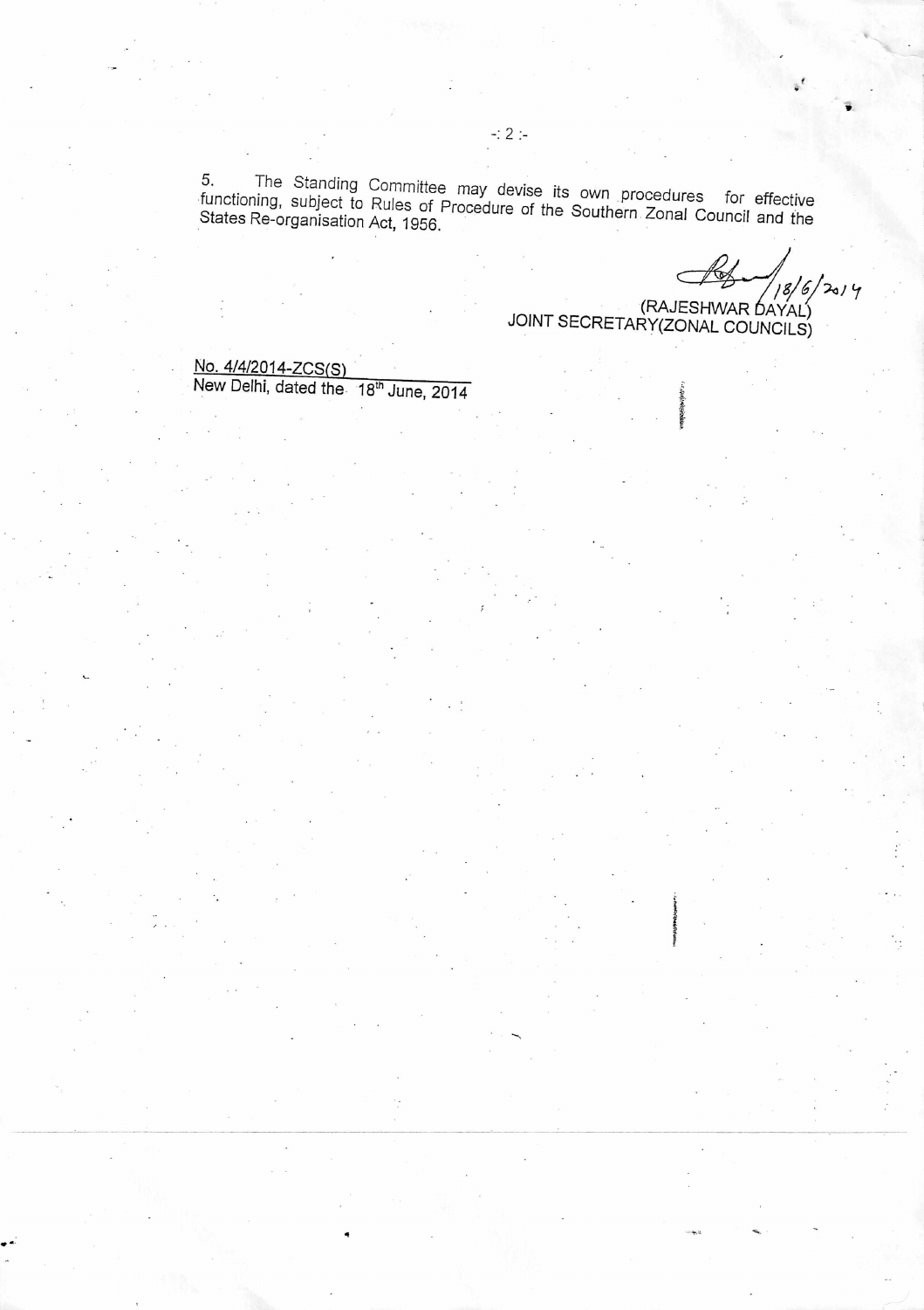5. The Standing Committee may devise its own procedures for effective functioning, subject to Rules of Procedure of the Southern Zonal Council and the States Re-organisation Act, 1956.

18/6/2014

(RAJESHWAR DAYAL)
JOINT SECRETARY(ZONAL COUNCILS)

No. 4/4/2014-ZCS(S)
New Delhi, dated the 18th June, 2014